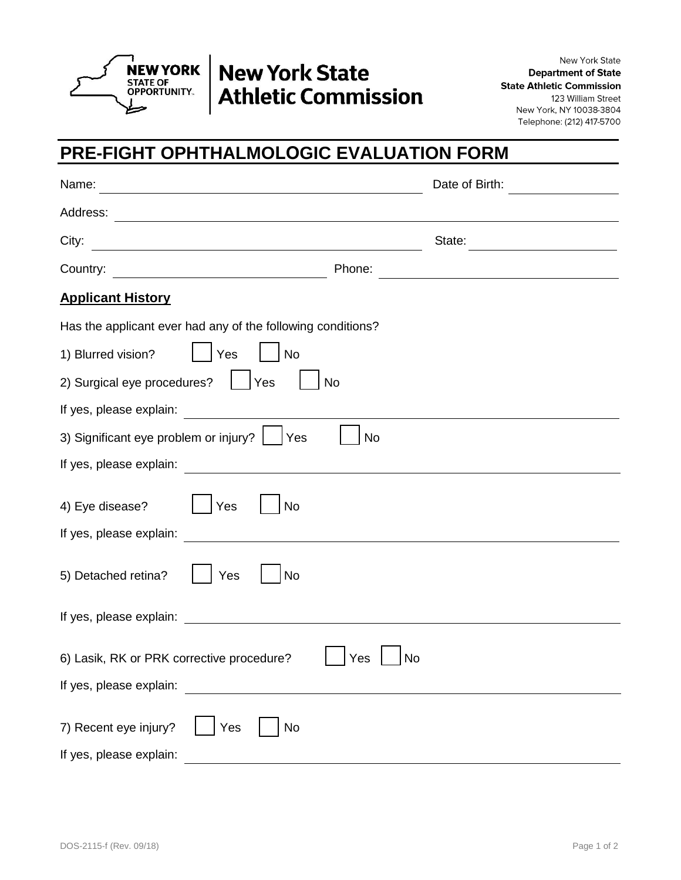New York State Athletic Commission

New York State
**Department of State**
**State Athletic Commission**
123 William Street
New York, NY 10038-3804
Telephone: (212) 417-5700

# PRE-FIGHT OPHTHALMOLOGIC EVALUATION FORM

Name: ______________________________ Date of Birth: ______________

Address: ______________________________________________

City: ______________________________ State: ______________

Country: ______________________ Phone: ______________________

**Applicant History**

Has the applicant ever had any of the following conditions?

1) Blurred vision? ☐ Yes ☐ No

2) Surgical eye procedures? ☐ Yes ☐ No

If yes, please explain: ______________________________________________

3) Significant eye problem or injury? ☐ Yes ☐ No

If yes, please explain: ______________________________________________

4) Eye disease? ☐ Yes ☐ No

If yes, please explain: ______________________________________________

5) Detached retina? ☐ Yes ☐ No

If yes, please explain: ______________________________________________

6) Lasik, RK or PRK corrective procedure? ☐ Yes ☐ No

If yes, please explain: ______________________________________________

7) Recent eye injury? ☐ Yes ☐ No

If yes, please explain: ______________________________________________

DOS-2115-f (Rev. 09/18)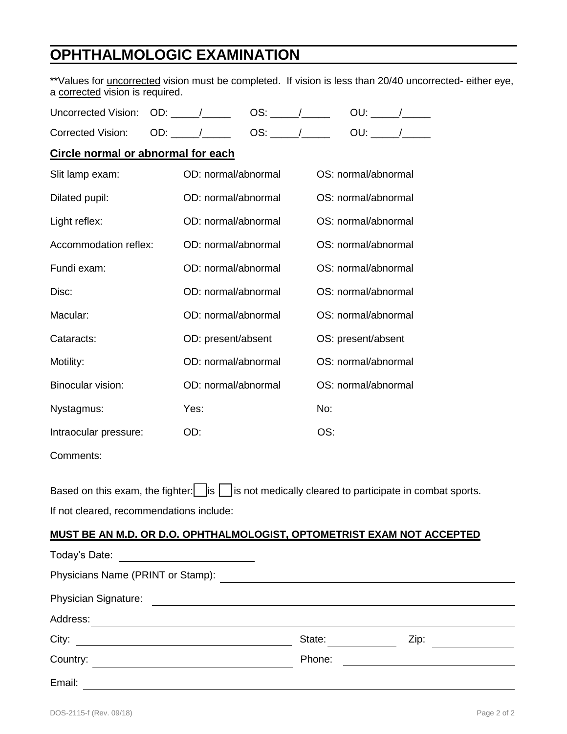# OPHTHALMOLOGIC EXAMINATION

**Values for uncorrected vision must be completed. If vision is less than 20/40 uncorrected- either eye, a corrected vision is required.

Uncorrected Vision: OD: _____/_____ OS: _____/_____ OU: _____/_____

Corrected Vision: OD: _____/_____ OS: _____/_____ OU: _____/_____

**Circle normal or abnormal for each**

| | | |
|---|---|---|
| Slit lamp exam: | OD: normal/abnormal | OS: normal/abnormal |
| Dilated pupil: | OD: normal/abnormal | OS: normal/abnormal |
| Light reflex: | OD: normal/abnormal | OS: normal/abnormal |
| Accommodation reflex: | OD: normal/abnormal | OS: normal/abnormal |
| Fundi exam: | OD: normal/abnormal | OS: normal/abnormal |
| Disc: | OD: normal/abnormal | OS: normal/abnormal |
| Macular: | OD: normal/abnormal | OS: normal/abnormal |
| Cataracts: | OD: present/absent | OS: present/absent |
| Motility: | OD: normal/abnormal | OS: normal/abnormal |
| Binocular vision: | OD: normal/abnormal | OS: normal/abnormal |
| Nystagmus: | Yes: | No: |
| Intraocular pressure: | OD: | OS: |

Comments:

Based on this exam, the fighter: ☐ is ☐ is not medically cleared to participate in combat sports.

If not cleared, recommendations include:

**MUST BE AN M.D. OR D.O. OPHTHALMOLOGIST, OPTOMETRIST EXAM NOT ACCEPTED**

Today's Date: ____________________

Physicians Name (PRINT or Stamp): ____________________

Physician Signature: ____________________

Address: ____________________

City: ____________________ State: __________ Zip: __________

Country: ____________________ Phone: ____________________

Email: ____________________

DOS-2115-f (Rev. 09/18)